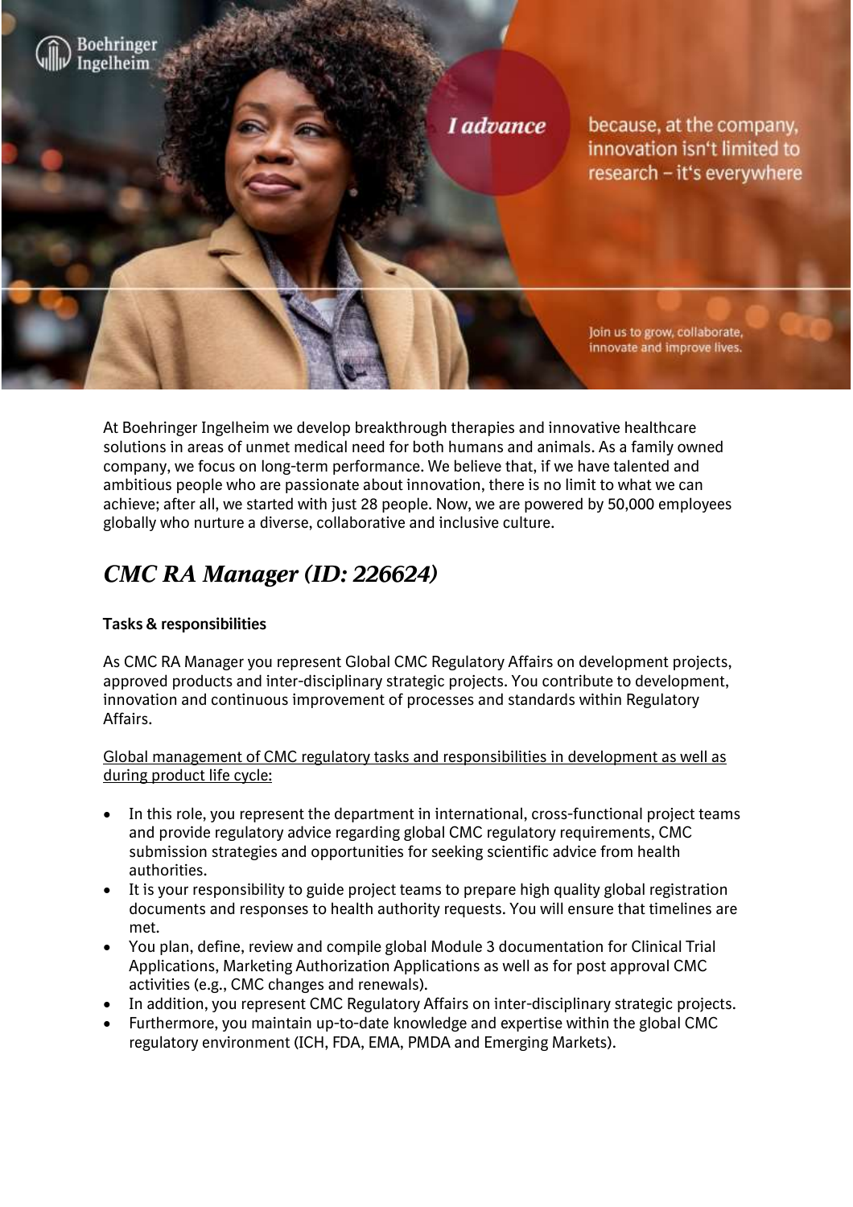At Boehringer Ingelheim we develop breakthrough therapies and innovative healthcare solutions in areas of unmet medical need for both humans and animals. As a family owned company, we focus on long-term performance. We believe that, if we have talented and ambitious people who are passionate about innovation, there is no limit to what we can achieve; after all, we started with just 28 people. Now, we are powered by 50,000 employees globally who nurture a diverse, collaborative and inclusive culture.

# *CMC RA Manager (ID: 226624)*

**Tasks & responsibilities**

As CMC RA Manager you represent Global CMC Regulatory Affairs on development projects, approved products and inter-disciplinary strategic projects. You contribute to development, innovation and continuous improvement of processes and standards within Regulatory Affairs.

<u>Global management of CMC regulatory tasks and responsibilities in development as well as during product life cycle:</u>

- In this role, you represent the department in international, cross-functional project teams and provide regulatory advice regarding global CMC regulatory requirements, CMC submission strategies and opportunities for seeking scientific advice from health authorities.
- It is your responsibility to guide project teams to prepare high quality global registration documents and responses to health authority requests. You will ensure that timelines are met.
- You plan, define, review and compile global Module 3 documentation for Clinical Trial Applications, Marketing Authorization Applications as well as for post approval CMC activities (e.g., CMC changes and renewals).
- In addition, you represent CMC Regulatory Affairs on inter-disciplinary strategic projects.
- Furthermore, you maintain up-to-date knowledge and expertise within the global CMC regulatory environment (ICH, FDA, EMA, PMDA and Emerging Markets).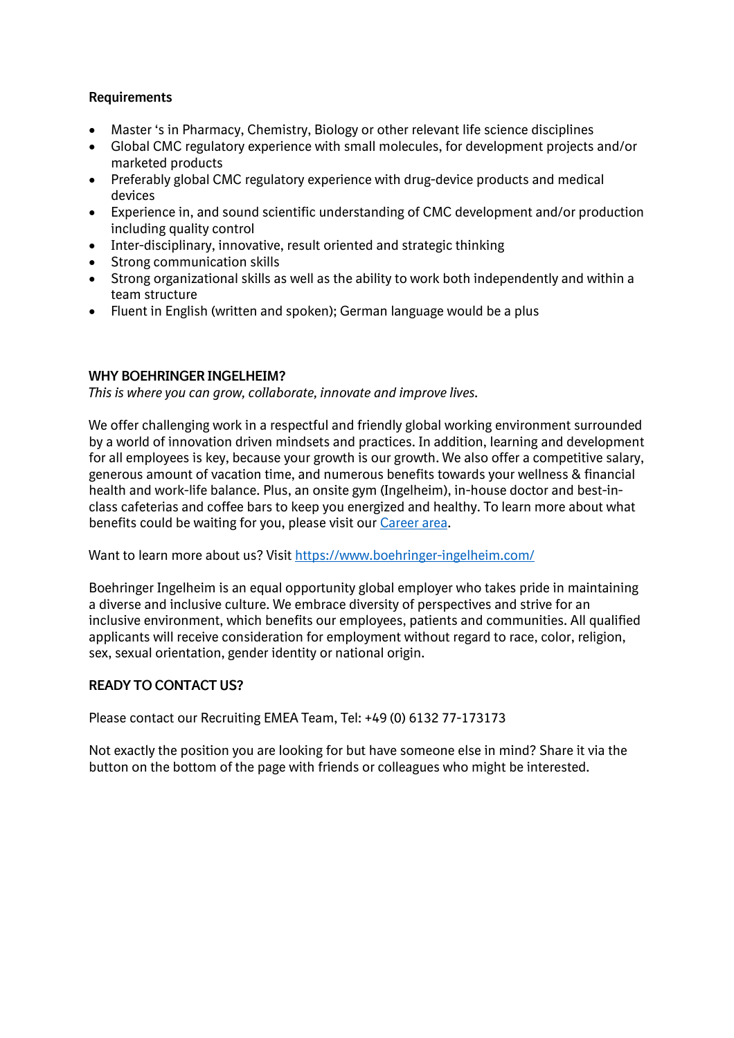**Requirements**

- Master 's in Pharmacy, Chemistry, Biology or other relevant life science disciplines
- Global CMC regulatory experience with small molecules, for development projects and/or marketed products
- Preferably global CMC regulatory experience with drug-device products and medical devices
- Experience in, and sound scientific understanding of CMC development and/or production including quality control
- Inter-disciplinary, innovative, result oriented and strategic thinking
- Strong communication skills
- Strong organizational skills as well as the ability to work both independently and within a team structure
- Fluent in English (written and spoken); German language would be a plus

**WHY BOEHRINGER INGELHEIM?**

*This is where you can grow, collaborate, innovate and improve lives.*

We offer challenging work in a respectful and friendly global working environment surrounded by a world of innovation driven mindsets and practices. In addition, learning and development for all employees is key, because your growth is our growth. We also offer a competitive salary, generous amount of vacation time, and numerous benefits towards your wellness & financial health and work-life balance. Plus, an onsite gym (Ingelheim), in-house doctor and best-in-class cafeterias and coffee bars to keep you energized and healthy. To learn more about what benefits could be waiting for you, please visit our Career area.

Want to learn more about us? Visit https://www.boehringer-ingelheim.com/

Boehringer Ingelheim is an equal opportunity global employer who takes pride in maintaining a diverse and inclusive culture. We embrace diversity of perspectives and strive for an inclusive environment, which benefits our employees, patients and communities. All qualified applicants will receive consideration for employment without regard to race, color, religion, sex, sexual orientation, gender identity or national origin.

**READY TO CONTACT US?**

Please contact our Recruiting EMEA Team, Tel: +49 (0) 6132 77-173173

Not exactly the position you are looking for but have someone else in mind? Share it via the button on the bottom of the page with friends or colleagues who might be interested.